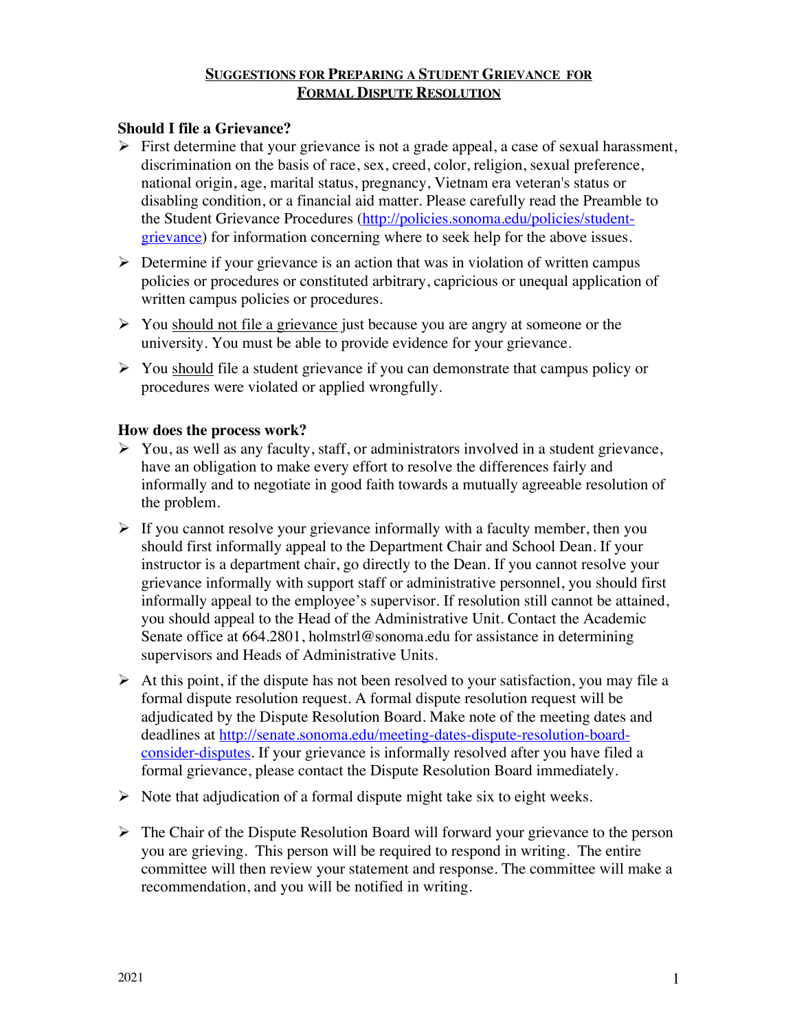# SUGGESTIONS FOR PREPARING A STUDENT GRIEVANCE FOR FORMAL DISPUTE RESOLUTION

### Should I file a Grievance?

- First determine that your grievance is not a grade appeal, a case of sexual harassment, discrimination on the basis of race, sex, creed, color, religion, sexual preference, national origin, age, marital status, pregnancy, Vietnam era veteran's status or disabling condition, or a financial aid matter. Please carefully read the Preamble to the Student Grievance Procedures ([http://policies.sonoma.edu/policies/student-grievance](http://policies.sonoma.edu/policies/student-grievance)) for information concerning where to seek help for the above issues.
- Determine if your grievance is an action that was in violation of written campus policies or procedures or constituted arbitrary, capricious or unequal application of written campus policies or procedures.
- You <u>should not file a grievance</u> just because you are angry at someone or the university. You must be able to provide evidence for your grievance.
- You <u>should</u> file a student grievance if you can demonstrate that campus policy or procedures were violated or applied wrongfully.

### How does the process work?

- You, as well as any faculty, staff, or administrators involved in a student grievance, have an obligation to make every effort to resolve the differences fairly and informally and to negotiate in good faith towards a mutually agreeable resolution of the problem.
- If you cannot resolve your grievance informally with a faculty member, then you should first informally appeal to the Department Chair and School Dean. If your instructor is a department chair, go directly to the Dean. If you cannot resolve your grievance informally with support staff or administrative personnel, you should first informally appeal to the employee's supervisor. If resolution still cannot be attained, you should appeal to the Head of the Administrative Unit. Contact the Academic Senate office at 664.2801, holmstrl@sonoma.edu for assistance in determining supervisors and Heads of Administrative Units.
- At this point, if the dispute has not been resolved to your satisfaction, you may file a formal dispute resolution request. A formal dispute resolution request will be adjudicated by the Dispute Resolution Board. Make note of the meeting dates and deadlines at [http://senate.sonoma.edu/meeting-dates-dispute-resolution-board-consider-disputes](http://senate.sonoma.edu/meeting-dates-dispute-resolution-board-consider-disputes). If your grievance is informally resolved after you have filed a formal grievance, please contact the Dispute Resolution Board immediately.
- Note that adjudication of a formal dispute might take six to eight weeks.
- The Chair of the Dispute Resolution Board will forward your grievance to the person you are grieving. This person will be required to respond in writing. The entire committee will then review your statement and response. The committee will make a recommendation, and you will be notified in writing.

2021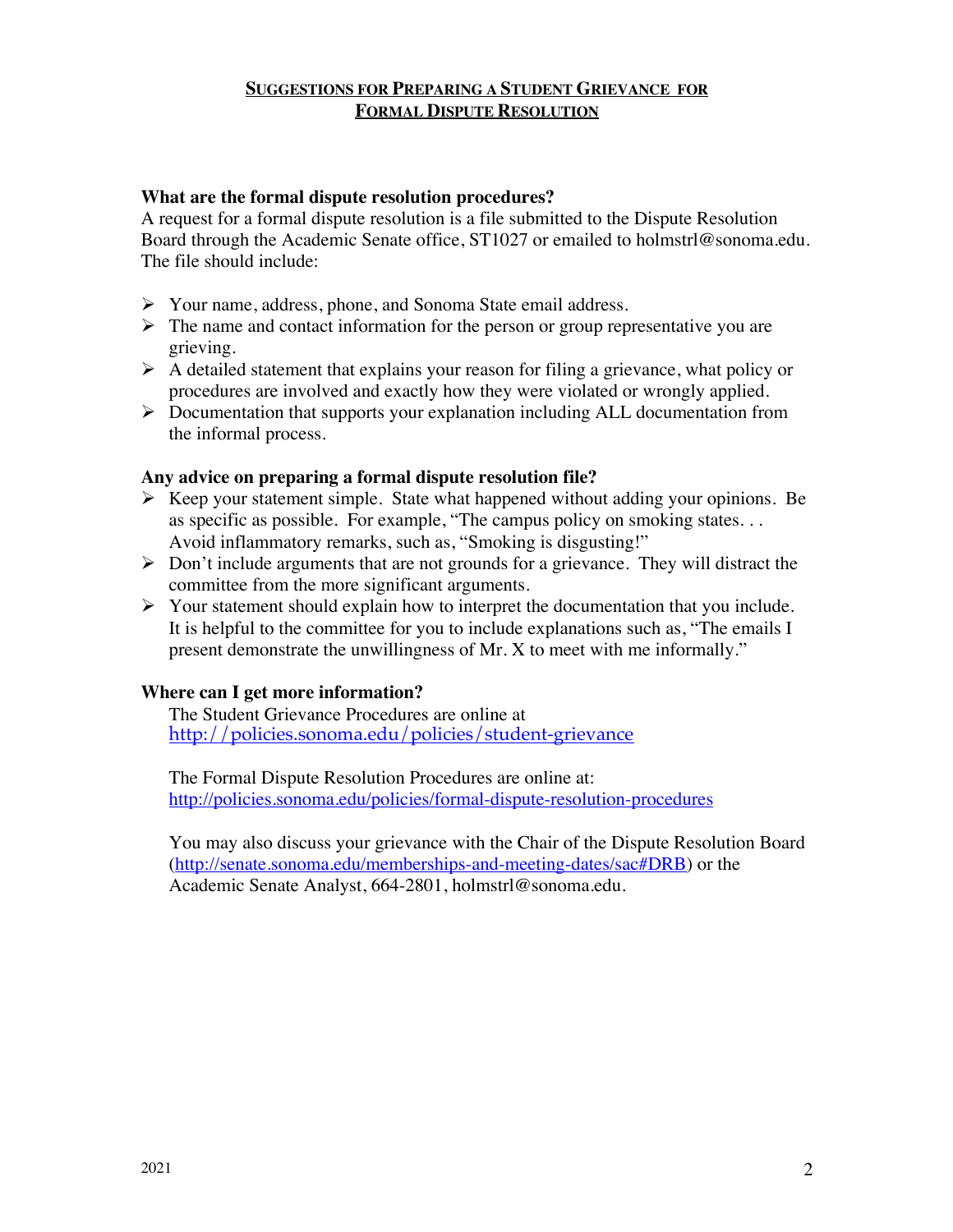## SUGGESTIONS FOR PREPARING A STUDENT GRIEVANCE FOR FORMAL DISPUTE RESOLUTION

### What are the formal dispute resolution procedures?

A request for a formal dispute resolution is a file submitted to the Dispute Resolution Board through the Academic Senate office, ST1027 or emailed to holmstrl@sonoma.edu. The file should include:

- Your name, address, phone, and Sonoma State email address.
- The name and contact information for the person or group representative you are grieving.
- A detailed statement that explains your reason for filing a grievance, what policy or procedures are involved and exactly how they were violated or wrongly applied.
- Documentation that supports your explanation including ALL documentation from the informal process.

### Any advice on preparing a formal dispute resolution file?

- Keep your statement simple. State what happened without adding your opinions. Be as specific as possible. For example, "The campus policy on smoking states. . . Avoid inflammatory remarks, such as, "Smoking is disgusting!"
- Don't include arguments that are not grounds for a grievance. They will distract the committee from the more significant arguments.
- Your statement should explain how to interpret the documentation that you include. It is helpful to the committee for you to include explanations such as, "The emails I present demonstrate the unwillingness of Mr. X to meet with me informally."

### Where can I get more information?

The Student Grievance Procedures are online at
http://policies.sonoma.edu/policies/student-grievance

The Formal Dispute Resolution Procedures are online at:
http://policies.sonoma.edu/policies/formal-dispute-resolution-procedures

You may also discuss your grievance with the Chair of the Dispute Resolution Board (http://senate.sonoma.edu/memberships-and-meeting-dates/sac#DRB) or the Academic Senate Analyst, 664-2801, holmstrl@sonoma.edu.

2021